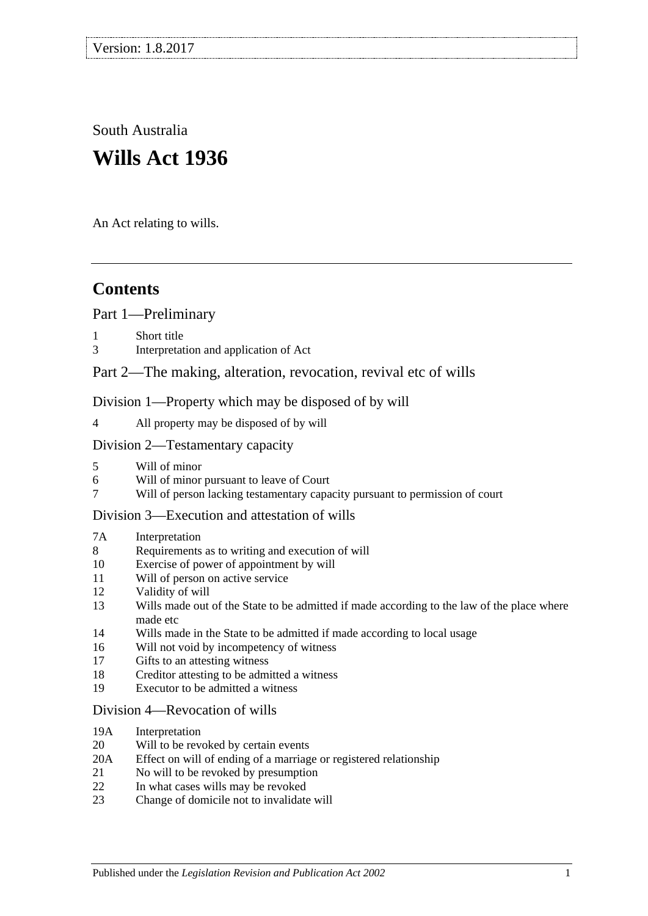Version: 1.8.2017

South Australia

# Wills Act 1936

An Act relating to wills.

## Contents

Part 1—Preliminary

1 Short title
3 Interpretation and application of Act

Part 2—The making, alteration, revocation, revival etc of wills

Division 1—Property which may be disposed of by will

4 All property may be disposed of by will

Division 2—Testamentary capacity

5 Will of minor
6 Will of minor pursuant to leave of Court
7 Will of person lacking testamentary capacity pursuant to permission of court

Division 3—Execution and attestation of wills

7A Interpretation
8 Requirements as to writing and execution of will
10 Exercise of power of appointment by will
11 Will of person on active service
12 Validity of will
13 Wills made out of the State to be admitted if made according to the law of the place where made etc
14 Wills made in the State to be admitted if made according to local usage
16 Will not void by incompetency of witness
17 Gifts to an attesting witness
18 Creditor attesting to be admitted a witness
19 Executor to be admitted a witness

Division 4—Revocation of wills

19A Interpretation
20 Will to be revoked by certain events
20A Effect on will of ending of a marriage or registered relationship
21 No will to be revoked by presumption
22 In what cases wills may be revoked
23 Change of domicile not to invalidate will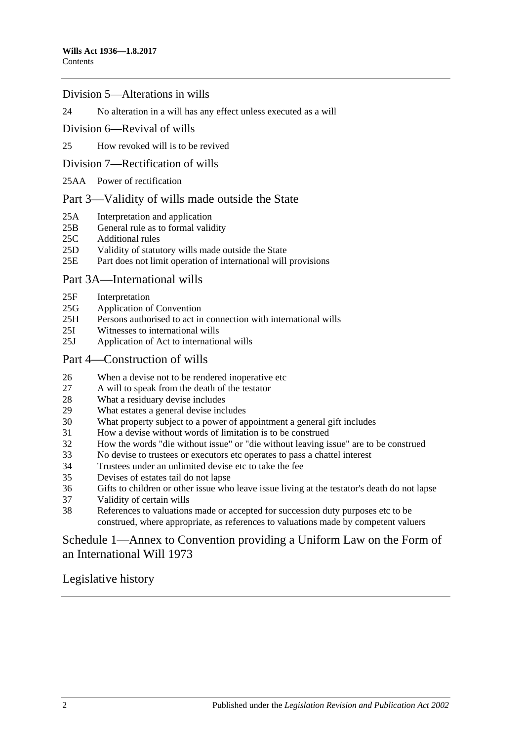## Division 5—Alterations in wills

24 No alteration in a will has any effect unless executed as a will

## Division 6—Revival of wills

25 How revoked will is to be revived

## Division 7—Rectification of wills

25AA Power of rectification

# Part 3—Validity of wills made outside the State

25A Interpretation and application
25B General rule as to formal validity
25C Additional rules
25D Validity of statutory wills made outside the State
25E Part does not limit operation of international will provisions

# Part 3A—International wills

25F Interpretation
25G Application of Convention
25H Persons authorised to act in connection with international wills
25I Witnesses to international wills
25J Application of Act to international wills

# Part 4—Construction of wills

26 When a devise not to be rendered inoperative etc
27 A will to speak from the death of the testator
28 What a residuary devise includes
29 What estates a general devise includes
30 What property subject to a power of appointment a general gift includes
31 How a devise without words of limitation is to be construed
32 How the words "die without issue" or "die without leaving issue" are to be construed
33 No devise to trustees or executors etc operates to pass a chattel interest
34 Trustees under an unlimited devise etc to take the fee
35 Devises of estates tail do not lapse
36 Gifts to children or other issue who leave issue living at the testator's death do not lapse
37 Validity of certain wills
38 References to valuations made or accepted for succession duty purposes etc to be construed, where appropriate, as references to valuations made by competent valuers

# Schedule 1—Annex to Convention providing a Uniform Law on the Form of an International Will 1973

# Legislative history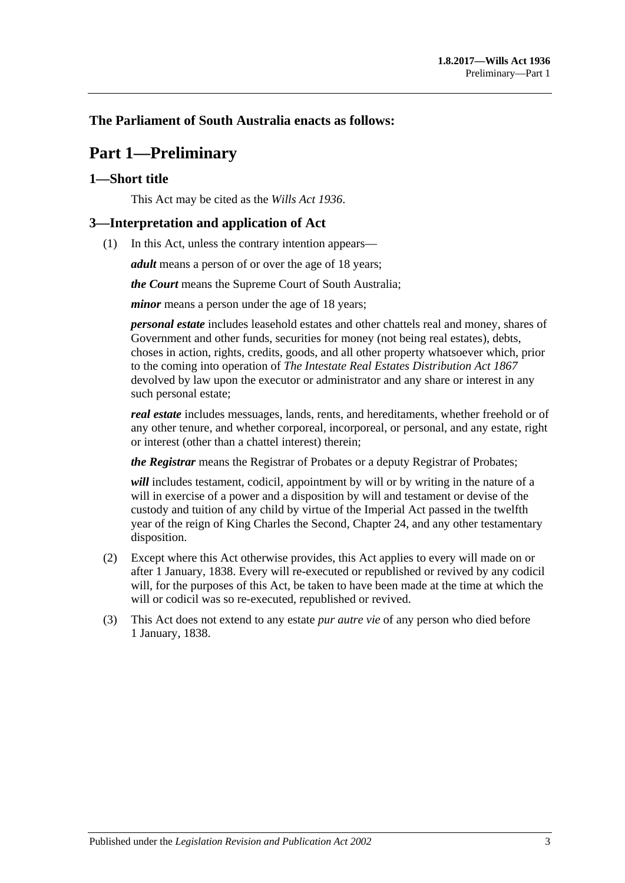**The Parliament of South Australia enacts as follows:**

# Part 1—Preliminary

## 1—Short title

This Act may be cited as the *Wills Act 1936*.

## 3—Interpretation and application of Act

(1) In this Act, unless the contrary intention appears—

***adult*** means a person of or over the age of 18 years;

***the Court*** means the Supreme Court of South Australia;

***minor*** means a person under the age of 18 years;

***personal estate*** includes leasehold estates and other chattels real and money, shares of Government and other funds, securities for money (not being real estates), debts, choses in action, rights, credits, goods, and all other property whatsoever which, prior to the coming into operation of *The Intestate Real Estates Distribution Act 1867* devolved by law upon the executor or administrator and any share or interest in any such personal estate;

***real estate*** includes messuages, lands, rents, and hereditaments, whether freehold or of any other tenure, and whether corporeal, incorporeal, or personal, and any estate, right or interest (other than a chattel interest) therein;

***the Registrar*** means the Registrar of Probates or a deputy Registrar of Probates;

***will*** includes testament, codicil, appointment by will or by writing in the nature of a will in exercise of a power and a disposition by will and testament or devise of the custody and tuition of any child by virtue of the Imperial Act passed in the twelfth year of the reign of King Charles the Second, Chapter 24, and any other testamentary disposition.

(2) Except where this Act otherwise provides, this Act applies to every will made on or after 1 January, 1838. Every will re-executed or republished or revived by any codicil will, for the purposes of this Act, be taken to have been made at the time at which the will or codicil was so re-executed, republished or revived.

(3) This Act does not extend to any estate *pur autre vie* of any person who died before 1 January, 1838.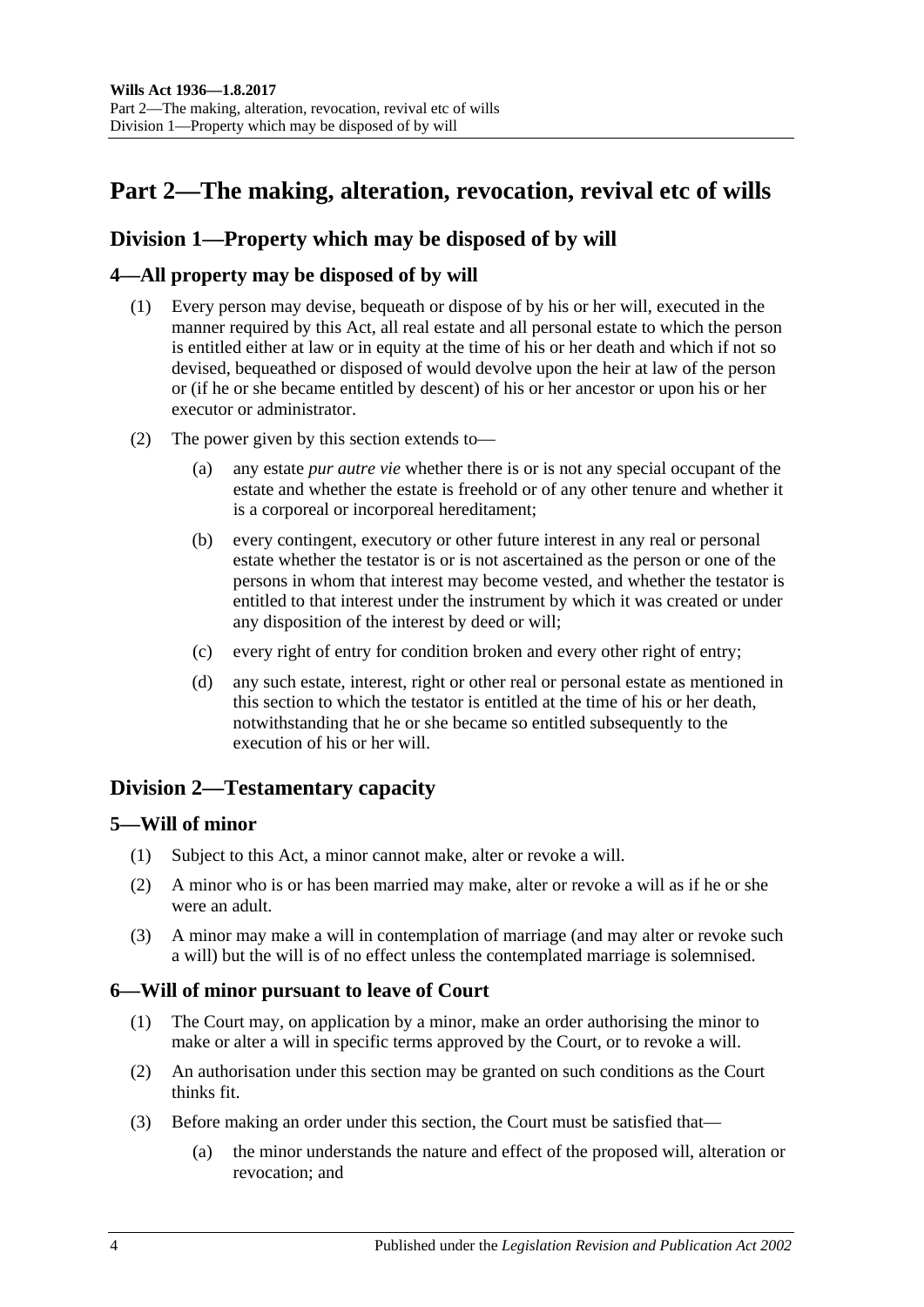# Part 2—The making, alteration, revocation, revival etc of wills

## Division 1—Property which may be disposed of by will

### 4—All property may be disposed of by will

(1) Every person may devise, bequeath or dispose of by his or her will, executed in the manner required by this Act, all real estate and all personal estate to which the person is entitled either at law or in equity at the time of his or her death and which if not so devised, bequeathed or disposed of would devolve upon the heir at law of the person or (if he or she became entitled by descent) of his or her ancestor or upon his or her executor or administrator.

(2) The power given by this section extends to—

(a) any estate *pur autre vie* whether there is or is not any special occupant of the estate and whether the estate is freehold or of any other tenure and whether it is a corporeal or incorporeal hereditament;

(b) every contingent, executory or other future interest in any real or personal estate whether the testator is or is not ascertained as the person or one of the persons in whom that interest may become vested, and whether the testator is entitled to that interest under the instrument by which it was created or under any disposition of the interest by deed or will;

(c) every right of entry for condition broken and every other right of entry;

(d) any such estate, interest, right or other real or personal estate as mentioned in this section to which the testator is entitled at the time of his or her death, notwithstanding that he or she became so entitled subsequently to the execution of his or her will.

## Division 2—Testamentary capacity

### 5—Will of minor

(1) Subject to this Act, a minor cannot make, alter or revoke a will.

(2) A minor who is or has been married may make, alter or revoke a will as if he or she were an adult.

(3) A minor may make a will in contemplation of marriage (and may alter or revoke such a will) but the will is of no effect unless the contemplated marriage is solemnised.

### 6—Will of minor pursuant to leave of Court

(1) The Court may, on application by a minor, make an order authorising the minor to make or alter a will in specific terms approved by the Court, or to revoke a will.

(2) An authorisation under this section may be granted on such conditions as the Court thinks fit.

(3) Before making an order under this section, the Court must be satisfied that—

(a) the minor understands the nature and effect of the proposed will, alteration or revocation; and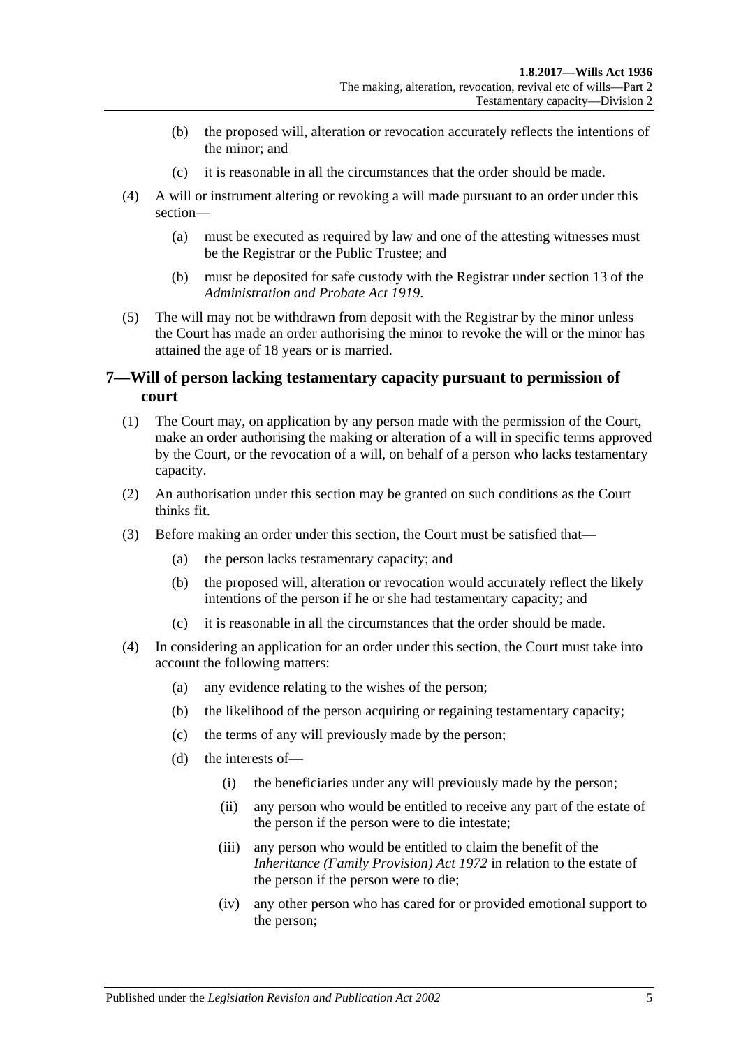(b) the proposed will, alteration or revocation accurately reflects the intentions of the minor; and

(c) it is reasonable in all the circumstances that the order should be made.

(4) A will or instrument altering or revoking a will made pursuant to an order under this section—

(a) must be executed as required by law and one of the attesting witnesses must be the Registrar or the Public Trustee; and

(b) must be deposited for safe custody with the Registrar under section 13 of the *Administration and Probate Act 1919*.

(5) The will may not be withdrawn from deposit with the Registrar by the minor unless the Court has made an order authorising the minor to revoke the will or the minor has attained the age of 18 years or is married.

## 7—Will of person lacking testamentary capacity pursuant to permission of court

(1) The Court may, on application by any person made with the permission of the Court, make an order authorising the making or alteration of a will in specific terms approved by the Court, or the revocation of a will, on behalf of a person who lacks testamentary capacity.

(2) An authorisation under this section may be granted on such conditions as the Court thinks fit.

(3) Before making an order under this section, the Court must be satisfied that—

(a) the person lacks testamentary capacity; and

(b) the proposed will, alteration or revocation would accurately reflect the likely intentions of the person if he or she had testamentary capacity; and

(c) it is reasonable in all the circumstances that the order should be made.

(4) In considering an application for an order under this section, the Court must take into account the following matters:

(a) any evidence relating to the wishes of the person;

(b) the likelihood of the person acquiring or regaining testamentary capacity;

(c) the terms of any will previously made by the person;

(d) the interests of—

(i) the beneficiaries under any will previously made by the person;

(ii) any person who would be entitled to receive any part of the estate of the person if the person were to die intestate;

(iii) any person who would be entitled to claim the benefit of the *Inheritance (Family Provision) Act 1972* in relation to the estate of the person if the person were to die;

(iv) any other person who has cared for or provided emotional support to the person;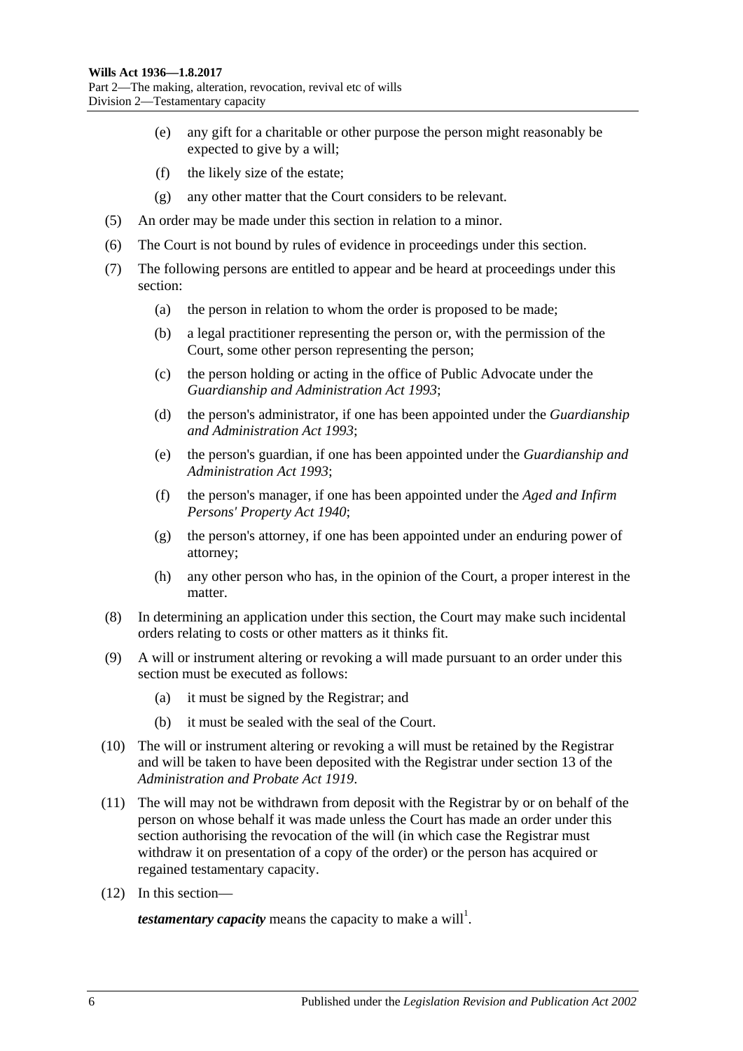(e) any gift for a charitable or other purpose the person might reasonably be expected to give by a will;

(f) the likely size of the estate;

(g) any other matter that the Court considers to be relevant.

(5) An order may be made under this section in relation to a minor.

(6) The Court is not bound by rules of evidence in proceedings under this section.

(7) The following persons are entitled to appear and be heard at proceedings under this section:

(a) the person in relation to whom the order is proposed to be made;

(b) a legal practitioner representing the person or, with the permission of the Court, some other person representing the person;

(c) the person holding or acting in the office of Public Advocate under the *Guardianship and Administration Act 1993*;

(d) the person's administrator, if one has been appointed under the *Guardianship and Administration Act 1993*;

(e) the person's guardian, if one has been appointed under the *Guardianship and Administration Act 1993*;

(f) the person's manager, if one has been appointed under the *Aged and Infirm Persons' Property Act 1940*;

(g) the person's attorney, if one has been appointed under an enduring power of attorney;

(h) any other person who has, in the opinion of the Court, a proper interest in the matter.

(8) In determining an application under this section, the Court may make such incidental orders relating to costs or other matters as it thinks fit.

(9) A will or instrument altering or revoking a will made pursuant to an order under this section must be executed as follows:

(a) it must be signed by the Registrar; and

(b) it must be sealed with the seal of the Court.

(10) The will or instrument altering or revoking a will must be retained by the Registrar and will be taken to have been deposited with the Registrar under section 13 of the *Administration and Probate Act 1919*.

(11) The will may not be withdrawn from deposit with the Registrar by or on behalf of the person on whose behalf it was made unless the Court has made an order under this section authorising the revocation of the will (in which case the Registrar must withdraw it on presentation of a copy of the order) or the person has acquired or regained testamentary capacity.

(12) In this section—

***testamentary capacity*** means the capacity to make a will[1].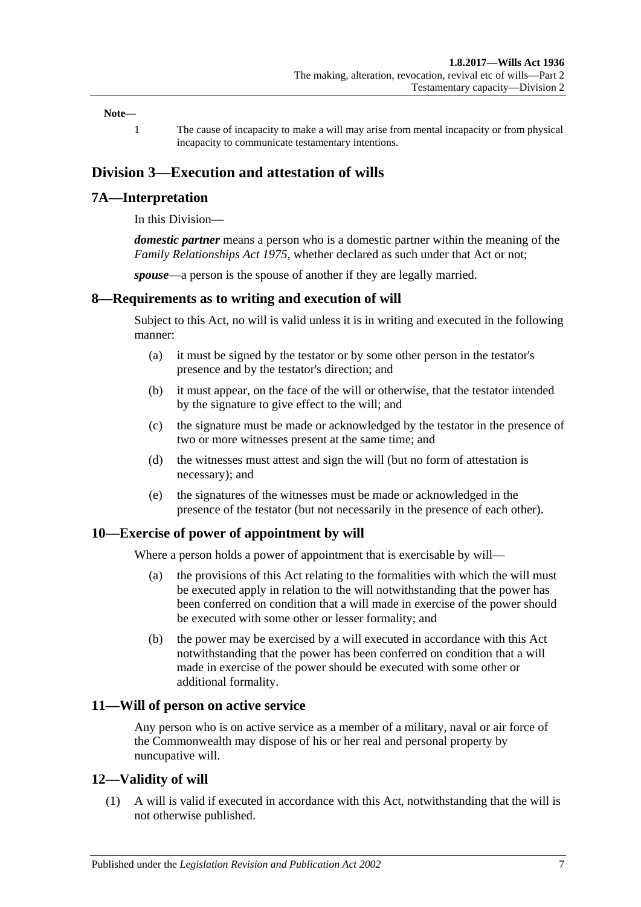**Note—**

1 The cause of incapacity to make a will may arise from mental incapacity or from physical incapacity to communicate testamentary intentions.

## Division 3—Execution and attestation of wills

### 7A—Interpretation

In this Division—

***domestic partner*** means a person who is a domestic partner within the meaning of the *Family Relationships Act 1975*, whether declared as such under that Act or not;

***spouse***—a person is the spouse of another if they are legally married.

### 8—Requirements as to writing and execution of will

Subject to this Act, no will is valid unless it is in writing and executed in the following manner:

(a) it must be signed by the testator or by some other person in the testator's presence and by the testator's direction; and

(b) it must appear, on the face of the will or otherwise, that the testator intended by the signature to give effect to the will; and

(c) the signature must be made or acknowledged by the testator in the presence of two or more witnesses present at the same time; and

(d) the witnesses must attest and sign the will (but no form of attestation is necessary); and

(e) the signatures of the witnesses must be made or acknowledged in the presence of the testator (but not necessarily in the presence of each other).

### 10—Exercise of power of appointment by will

Where a person holds a power of appointment that is exercisable by will—

(a) the provisions of this Act relating to the formalities with which the will must be executed apply in relation to the will notwithstanding that the power has been conferred on condition that a will made in exercise of the power should be executed with some other or lesser formality; and

(b) the power may be exercised by a will executed in accordance with this Act notwithstanding that the power has been conferred on condition that a will made in exercise of the power should be executed with some other or additional formality.

### 11—Will of person on active service

Any person who is on active service as a member of a military, naval or air force of the Commonwealth may dispose of his or her real and personal property by nuncupative will.

### 12—Validity of will

(1) A will is valid if executed in accordance with this Act, notwithstanding that the will is not otherwise published.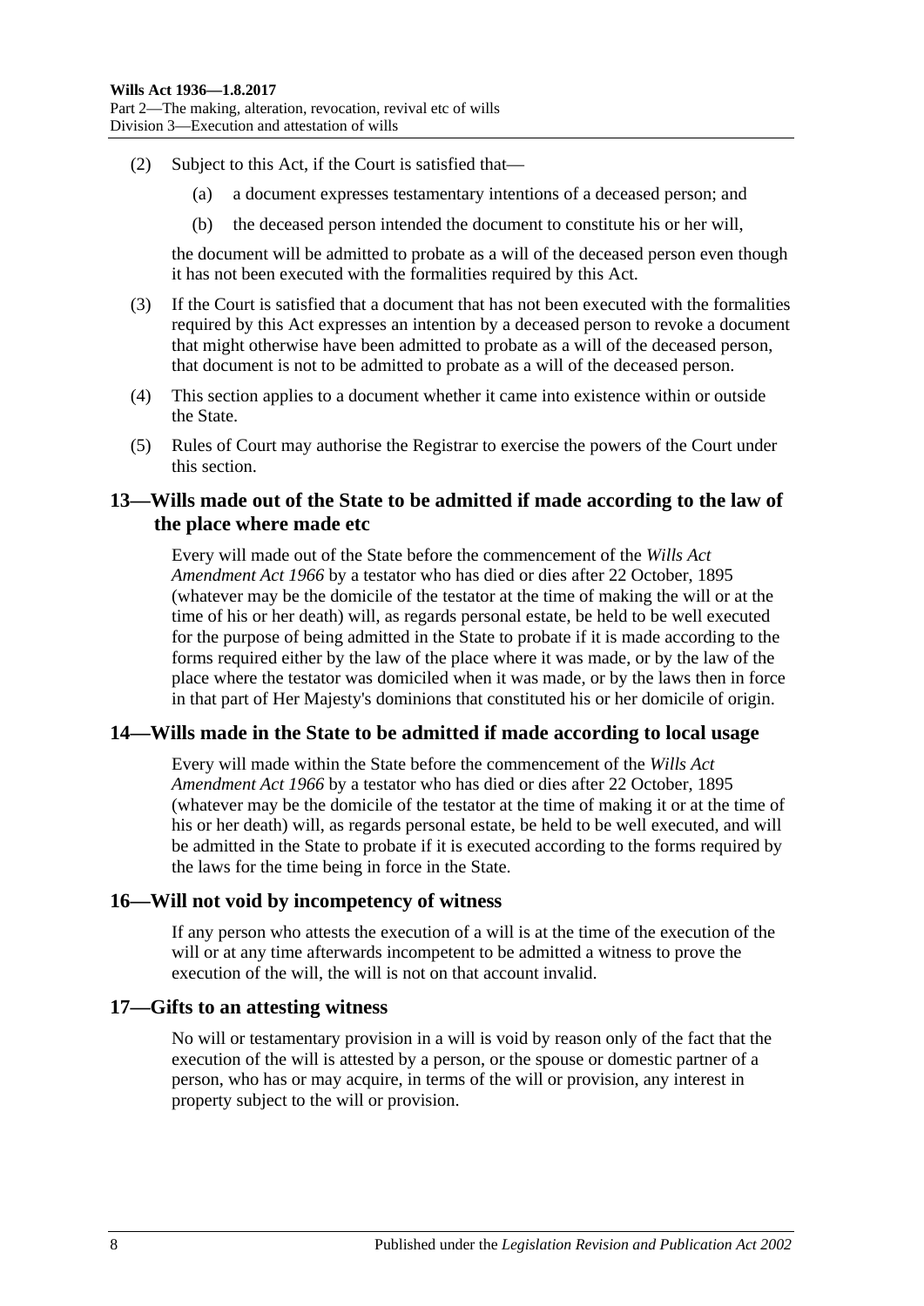(2) Subject to this Act, if the Court is satisfied that—

(a) a document expresses testamentary intentions of a deceased person; and

(b) the deceased person intended the document to constitute his or her will,

the document will be admitted to probate as a will of the deceased person even though it has not been executed with the formalities required by this Act.

(3) If the Court is satisfied that a document that has not been executed with the formalities required by this Act expresses an intention by a deceased person to revoke a document that might otherwise have been admitted to probate as a will of the deceased person, that document is not to be admitted to probate as a will of the deceased person.

(4) This section applies to a document whether it came into existence within or outside the State.

(5) Rules of Court may authorise the Registrar to exercise the powers of the Court under this section.

## 13—Wills made out of the State to be admitted if made according to the law of the place where made etc

Every will made out of the State before the commencement of the *Wills Act Amendment Act 1966* by a testator who has died or dies after 22 October, 1895 (whatever may be the domicile of the testator at the time of making the will or at the time of his or her death) will, as regards personal estate, be held to be well executed for the purpose of being admitted in the State to probate if it is made according to the forms required either by the law of the place where it was made, or by the law of the place where the testator was domiciled when it was made, or by the laws then in force in that part of Her Majesty's dominions that constituted his or her domicile of origin.

## 14—Wills made in the State to be admitted if made according to local usage

Every will made within the State before the commencement of the *Wills Act Amendment Act 1966* by a testator who has died or dies after 22 October, 1895 (whatever may be the domicile of the testator at the time of making it or at the time of his or her death) will, as regards personal estate, be held to be well executed, and will be admitted in the State to probate if it is executed according to the forms required by the laws for the time being in force in the State.

## 16—Will not void by incompetency of witness

If any person who attests the execution of a will is at the time of the execution of the will or at any time afterwards incompetent to be admitted a witness to prove the execution of the will, the will is not on that account invalid.

## 17—Gifts to an attesting witness

No will or testamentary provision in a will is void by reason only of the fact that the execution of the will is attested by a person, or the spouse or domestic partner of a person, who has or may acquire, in terms of the will or provision, any interest in property subject to the will or provision.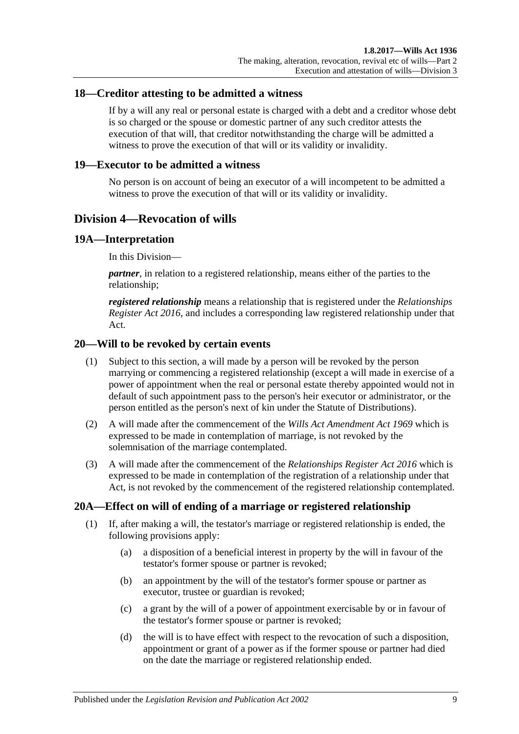### 18—Creditor attesting to be admitted a witness

If by a will any real or personal estate is charged with a debt and a creditor whose debt is so charged or the spouse or domestic partner of any such creditor attests the execution of that will, that creditor notwithstanding the charge will be admitted a witness to prove the execution of that will or its validity or invalidity.

### 19—Executor to be admitted a witness

No person is on account of being an executor of a will incompetent to be admitted a witness to prove the execution of that will or its validity or invalidity.

## Division 4—Revocation of wills

### 19A—Interpretation

In this Division—

***partner***, in relation to a registered relationship, means either of the parties to the relationship;

***registered relationship*** means a relationship that is registered under the *Relationships Register Act 2016*, and includes a corresponding law registered relationship under that Act.

### 20—Will to be revoked by certain events

(1) Subject to this section, a will made by a person will be revoked by the person marrying or commencing a registered relationship (except a will made in exercise of a power of appointment when the real or personal estate thereby appointed would not in default of such appointment pass to the person's heir executor or administrator, or the person entitled as the person's next of kin under the Statute of Distributions).

(2) A will made after the commencement of the *Wills Act Amendment Act 1969* which is expressed to be made in contemplation of marriage, is not revoked by the solemnisation of the marriage contemplated.

(3) A will made after the commencement of the *Relationships Register Act 2016* which is expressed to be made in contemplation of the registration of a relationship under that Act, is not revoked by the commencement of the registered relationship contemplated.

### 20A—Effect on will of ending of a marriage or registered relationship

(1) If, after making a will, the testator's marriage or registered relationship is ended, the following provisions apply:

(a) a disposition of a beneficial interest in property by the will in favour of the testator's former spouse or partner is revoked;

(b) an appointment by the will of the testator's former spouse or partner as executor, trustee or guardian is revoked;

(c) a grant by the will of a power of appointment exercisable by or in favour of the testator's former spouse or partner is revoked;

(d) the will is to have effect with respect to the revocation of such a disposition, appointment or grant of a power as if the former spouse or partner had died on the date the marriage or registered relationship ended.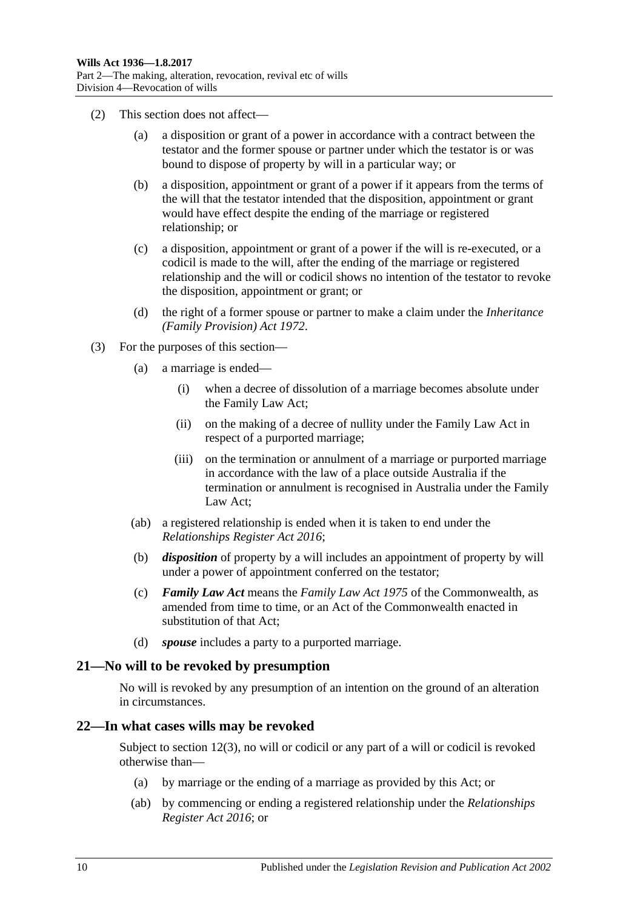(2) This section does not affect—

(a) a disposition or grant of a power in accordance with a contract between the testator and the former spouse or partner under which the testator is or was bound to dispose of property by will in a particular way; or

(b) a disposition, appointment or grant of a power if it appears from the terms of the will that the testator intended that the disposition, appointment or grant would have effect despite the ending of the marriage or registered relationship; or

(c) a disposition, appointment or grant of a power if the will is re-executed, or a codicil is made to the will, after the ending of the marriage or registered relationship and the will or codicil shows no intention of the testator to revoke the disposition, appointment or grant; or

(d) the right of a former spouse or partner to make a claim under the *Inheritance (Family Provision) Act 1972*.

(3) For the purposes of this section—

(a) a marriage is ended—

(i) when a decree of dissolution of a marriage becomes absolute under the Family Law Act;

(ii) on the making of a decree of nullity under the Family Law Act in respect of a purported marriage;

(iii) on the termination or annulment of a marriage or purported marriage in accordance with the law of a place outside Australia if the termination or annulment is recognised in Australia under the Family Law Act;

(ab) a registered relationship is ended when it is taken to end under the *Relationships Register Act 2016*;

(b) ***disposition*** of property by a will includes an appointment of property by will under a power of appointment conferred on the testator;

(c) ***Family Law Act*** means the *Family Law Act 1975* of the Commonwealth, as amended from time to time, or an Act of the Commonwealth enacted in substitution of that Act;

(d) ***spouse*** includes a party to a purported marriage.

## 21—No will to be revoked by presumption

No will is revoked by any presumption of an intention on the ground of an alteration in circumstances.

## 22—In what cases wills may be revoked

Subject to section 12(3), no will or codicil or any part of a will or codicil is revoked otherwise than—

(a) by marriage or the ending of a marriage as provided by this Act; or

(ab) by commencing or ending a registered relationship under the *Relationships Register Act 2016*; or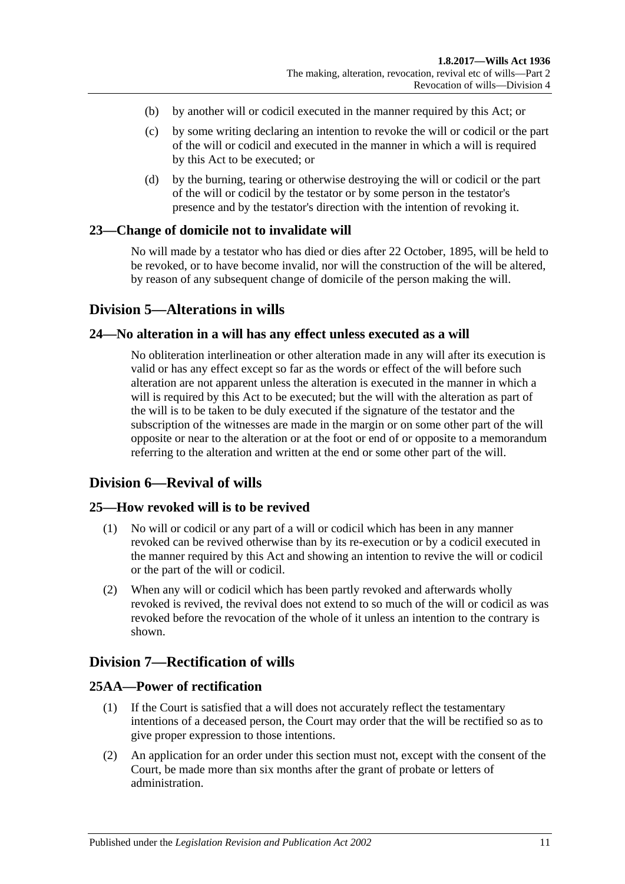(b) by another will or codicil executed in the manner required by this Act; or

(c) by some writing declaring an intention to revoke the will or codicil or the part of the will or codicil and executed in the manner in which a will is required by this Act to be executed; or

(d) by the burning, tearing or otherwise destroying the will or codicil or the part of the will or codicil by the testator or by some person in the testator's presence and by the testator's direction with the intention of revoking it.

### 23—Change of domicile not to invalidate will

No will made by a testator who has died or dies after 22 October, 1895, will be held to be revoked, or to have become invalid, nor will the construction of the will be altered, by reason of any subsequent change of domicile of the person making the will.

## Division 5—Alterations in wills

### 24—No alteration in a will has any effect unless executed as a will

No obliteration interlineation or other alteration made in any will after its execution is valid or has any effect except so far as the words or effect of the will before such alteration are not apparent unless the alteration is executed in the manner in which a will is required by this Act to be executed; but the will with the alteration as part of the will is to be taken to be duly executed if the signature of the testator and the subscription of the witnesses are made in the margin or on some other part of the will opposite or near to the alteration or at the foot or end of or opposite to a memorandum referring to the alteration and written at the end or some other part of the will.

## Division 6—Revival of wills

### 25—How revoked will is to be revived

(1) No will or codicil or any part of a will or codicil which has been in any manner revoked can be revived otherwise than by its re-execution or by a codicil executed in the manner required by this Act and showing an intention to revive the will or codicil or the part of the will or codicil.

(2) When any will or codicil which has been partly revoked and afterwards wholly revoked is revived, the revival does not extend to so much of the will or codicil as was revoked before the revocation of the whole of it unless an intention to the contrary is shown.

## Division 7—Rectification of wills

### 25AA—Power of rectification

(1) If the Court is satisfied that a will does not accurately reflect the testamentary intentions of a deceased person, the Court may order that the will be rectified so as to give proper expression to those intentions.

(2) An application for an order under this section must not, except with the consent of the Court, be made more than six months after the grant of probate or letters of administration.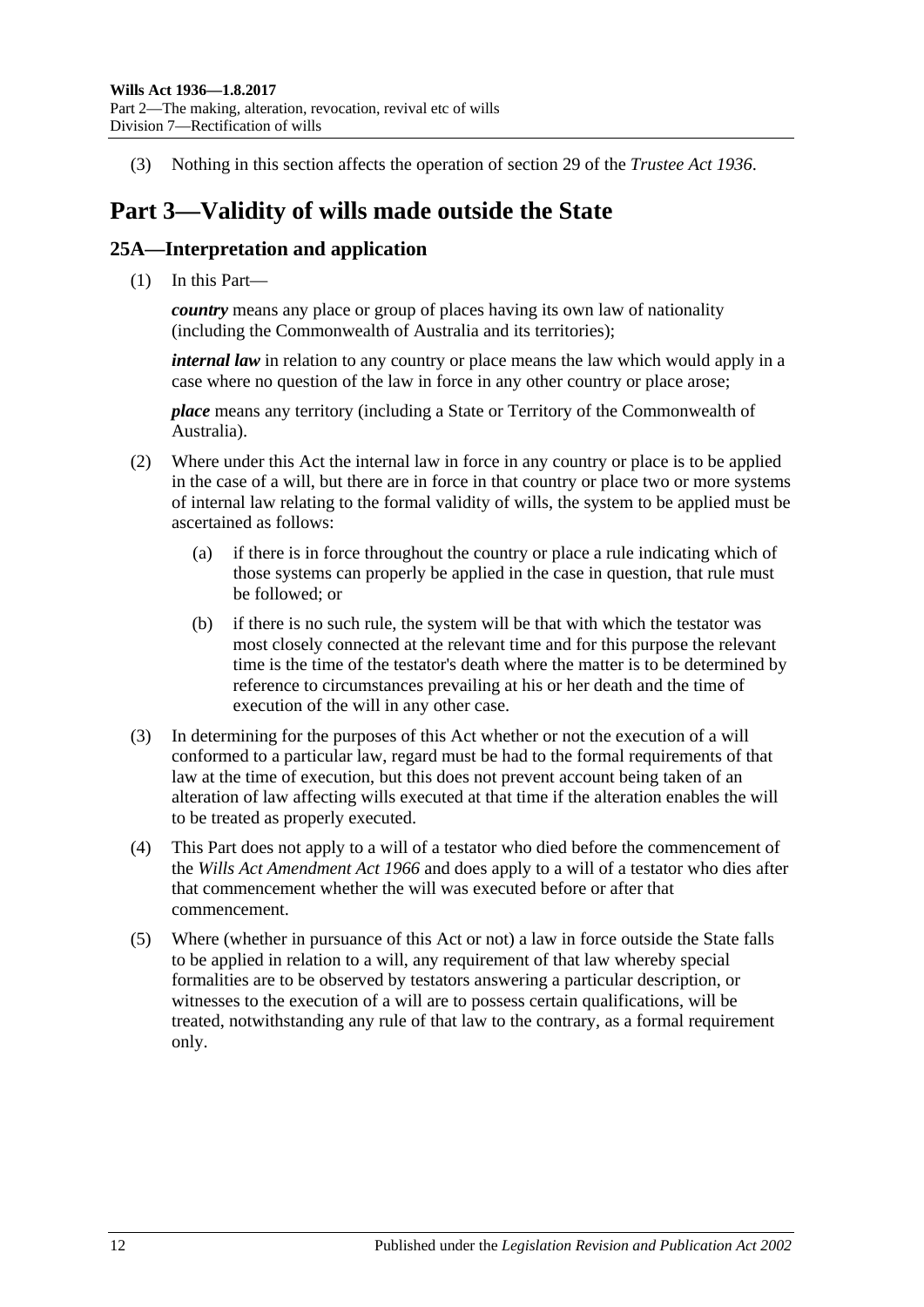(3) Nothing in this section affects the operation of section 29 of the *Trustee Act 1936*.

# Part 3—Validity of wills made outside the State

## 25A—Interpretation and application

(1) In this Part—

***country*** means any place or group of places having its own law of nationality (including the Commonwealth of Australia and its territories);

***internal law*** in relation to any country or place means the law which would apply in a case where no question of the law in force in any other country or place arose;

***place*** means any territory (including a State or Territory of the Commonwealth of Australia).

(2) Where under this Act the internal law in force in any country or place is to be applied in the case of a will, but there are in force in that country or place two or more systems of internal law relating to the formal validity of wills, the system to be applied must be ascertained as follows:

(a) if there is in force throughout the country or place a rule indicating which of those systems can properly be applied in the case in question, that rule must be followed; or

(b) if there is no such rule, the system will be that with which the testator was most closely connected at the relevant time and for this purpose the relevant time is the time of the testator's death where the matter is to be determined by reference to circumstances prevailing at his or her death and the time of execution of the will in any other case.

(3) In determining for the purposes of this Act whether or not the execution of a will conformed to a particular law, regard must be had to the formal requirements of that law at the time of execution, but this does not prevent account being taken of an alteration of law affecting wills executed at that time if the alteration enables the will to be treated as properly executed.

(4) This Part does not apply to a will of a testator who died before the commencement of the *Wills Act Amendment Act 1966* and does apply to a will of a testator who dies after that commencement whether the will was executed before or after that commencement.

(5) Where (whether in pursuance of this Act or not) a law in force outside the State falls to be applied in relation to a will, any requirement of that law whereby special formalities are to be observed by testators answering a particular description, or witnesses to the execution of a will are to possess certain qualifications, will be treated, notwithstanding any rule of that law to the contrary, as a formal requirement only.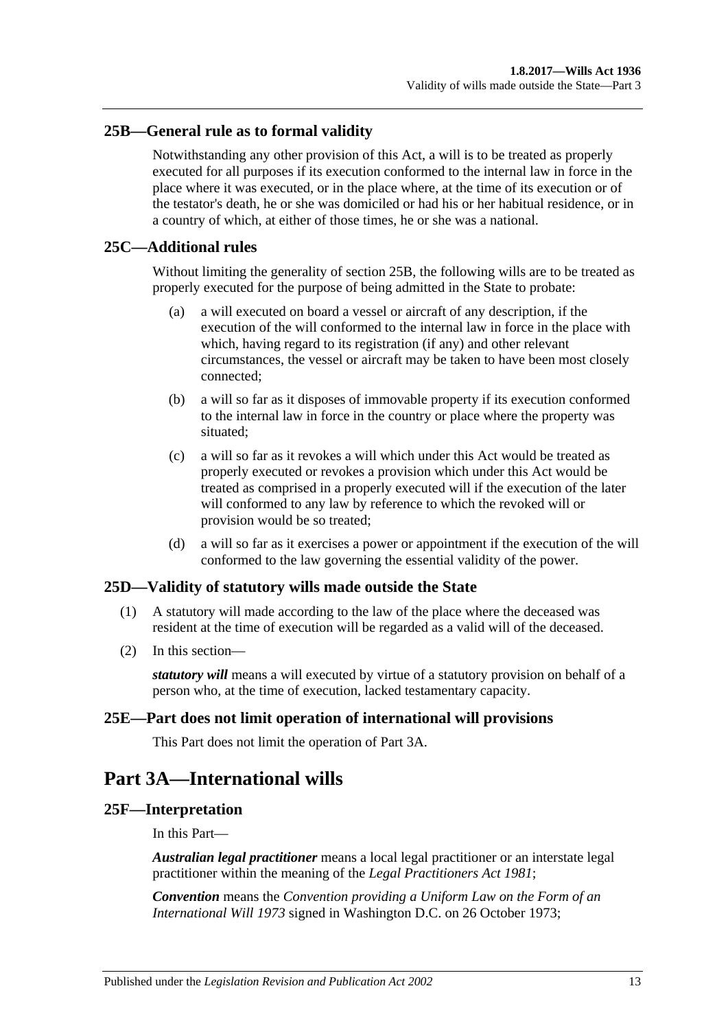### 25B—General rule as to formal validity

Notwithstanding any other provision of this Act, a will is to be treated as properly executed for all purposes if its execution conformed to the internal law in force in the place where it was executed, or in the place where, at the time of its execution or of the testator's death, he or she was domiciled or had his or her habitual residence, or in a country of which, at either of those times, he or she was a national.

### 25C—Additional rules

Without limiting the generality of section 25B, the following wills are to be treated as properly executed for the purpose of being admitted in the State to probate:

(a) a will executed on board a vessel or aircraft of any description, if the execution of the will conformed to the internal law in force in the place with which, having regard to its registration (if any) and other relevant circumstances, the vessel or aircraft may be taken to have been most closely connected;

(b) a will so far as it disposes of immovable property if its execution conformed to the internal law in force in the country or place where the property was situated;

(c) a will so far as it revokes a will which under this Act would be treated as properly executed or revokes a provision which under this Act would be treated as comprised in a properly executed will if the execution of the later will conformed to any law by reference to which the revoked will or provision would be so treated;

(d) a will so far as it exercises a power or appointment if the execution of the will conformed to the law governing the essential validity of the power.

### 25D—Validity of statutory wills made outside the State

(1) A statutory will made according to the law of the place where the deceased was resident at the time of execution will be regarded as a valid will of the deceased.

(2) In this section—

***statutory will*** means a will executed by virtue of a statutory provision on behalf of a person who, at the time of execution, lacked testamentary capacity.

### 25E—Part does not limit operation of international will provisions

This Part does not limit the operation of Part 3A.

## Part 3A—International wills

### 25F—Interpretation

In this Part—

***Australian legal practitioner*** means a local legal practitioner or an interstate legal practitioner within the meaning of the *Legal Practitioners Act 1981*;

***Convention*** means the *Convention providing a Uniform Law on the Form of an International Will 1973* signed in Washington D.C. on 26 October 1973;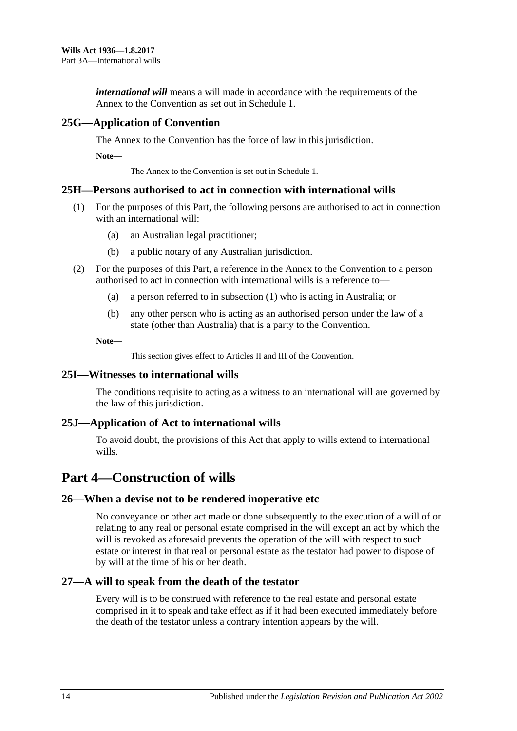***international will*** means a will made in accordance with the requirements of the Annex to the Convention as set out in Schedule 1.

### 25G—Application of Convention

The Annex to the Convention has the force of law in this jurisdiction.

**Note—**

The Annex to the Convention is set out in Schedule 1.

### 25H—Persons authorised to act in connection with international wills

(1) For the purposes of this Part, the following persons are authorised to act in connection with an international will:

(a) an Australian legal practitioner;

(b) a public notary of any Australian jurisdiction.

(2) For the purposes of this Part, a reference in the Annex to the Convention to a person authorised to act in connection with international wills is a reference to—

(a) a person referred to in subsection (1) who is acting in Australia; or

(b) any other person who is acting as an authorised person under the law of a state (other than Australia) that is a party to the Convention.

**Note—**

This section gives effect to Articles II and III of the Convention.

### 25I—Witnesses to international wills

The conditions requisite to acting as a witness to an international will are governed by the law of this jurisdiction.

### 25J—Application of Act to international wills

To avoid doubt, the provisions of this Act that apply to wills extend to international wills.

## Part 4—Construction of wills

### 26—When a devise not to be rendered inoperative etc

No conveyance or other act made or done subsequently to the execution of a will of or relating to any real or personal estate comprised in the will except an act by which the will is revoked as aforesaid prevents the operation of the will with respect to such estate or interest in that real or personal estate as the testator had power to dispose of by will at the time of his or her death.

### 27—A will to speak from the death of the testator

Every will is to be construed with reference to the real estate and personal estate comprised in it to speak and take effect as if it had been executed immediately before the death of the testator unless a contrary intention appears by the will.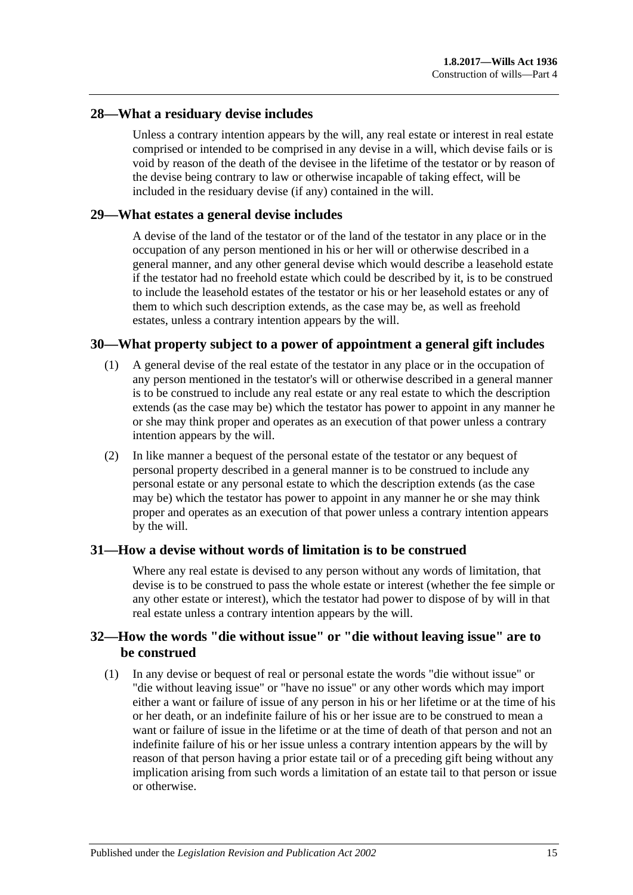## 28—What a residuary devise includes

Unless a contrary intention appears by the will, any real estate or interest in real estate comprised or intended to be comprised in any devise in a will, which devise fails or is void by reason of the death of the devisee in the lifetime of the testator or by reason of the devise being contrary to law or otherwise incapable of taking effect, will be included in the residuary devise (if any) contained in the will.

## 29—What estates a general devise includes

A devise of the land of the testator or of the land of the testator in any place or in the occupation of any person mentioned in his or her will or otherwise described in a general manner, and any other general devise which would describe a leasehold estate if the testator had no freehold estate which could be described by it, is to be construed to include the leasehold estates of the testator or his or her leasehold estates or any of them to which such description extends, as the case may be, as well as freehold estates, unless a contrary intention appears by the will.

## 30—What property subject to a power of appointment a general gift includes

(1) A general devise of the real estate of the testator in any place or in the occupation of any person mentioned in the testator's will or otherwise described in a general manner is to be construed to include any real estate or any real estate to which the description extends (as the case may be) which the testator has power to appoint in any manner he or she may think proper and operates as an execution of that power unless a contrary intention appears by the will.

(2) In like manner a bequest of the personal estate of the testator or any bequest of personal property described in a general manner is to be construed to include any personal estate or any personal estate to which the description extends (as the case may be) which the testator has power to appoint in any manner he or she may think proper and operates as an execution of that power unless a contrary intention appears by the will.

## 31—How a devise without words of limitation is to be construed

Where any real estate is devised to any person without any words of limitation, that devise is to be construed to pass the whole estate or interest (whether the fee simple or any other estate or interest), which the testator had power to dispose of by will in that real estate unless a contrary intention appears by the will.

## 32—How the words "die without issue" or "die without leaving issue" are to be construed

(1) In any devise or bequest of real or personal estate the words "die without issue" or "die without leaving issue" or "have no issue" or any other words which may import either a want or failure of issue of any person in his or her lifetime or at the time of his or her death, or an indefinite failure of his or her issue are to be construed to mean a want or failure of issue in the lifetime or at the time of death of that person and not an indefinite failure of his or her issue unless a contrary intention appears by the will by reason of that person having a prior estate tail or of a preceding gift being without any implication arising from such words a limitation of an estate tail to that person or issue or otherwise.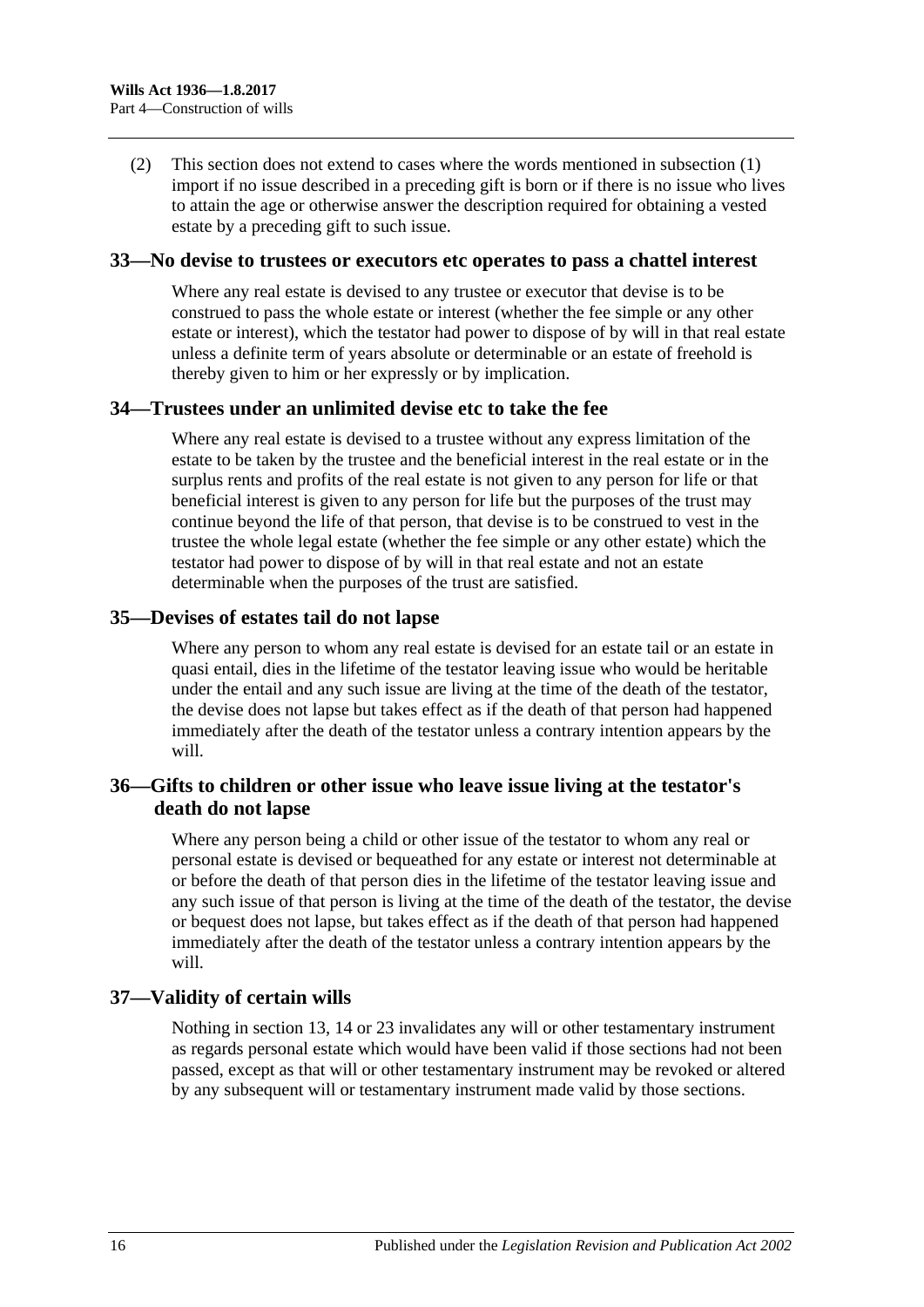(2) This section does not extend to cases where the words mentioned in subsection (1) import if no issue described in a preceding gift is born or if there is no issue who lives to attain the age or otherwise answer the description required for obtaining a vested estate by a preceding gift to such issue.

## 33—No devise to trustees or executors etc operates to pass a chattel interest

Where any real estate is devised to any trustee or executor that devise is to be construed to pass the whole estate or interest (whether the fee simple or any other estate or interest), which the testator had power to dispose of by will in that real estate unless a definite term of years absolute or determinable or an estate of freehold is thereby given to him or her expressly or by implication.

## 34—Trustees under an unlimited devise etc to take the fee

Where any real estate is devised to a trustee without any express limitation of the estate to be taken by the trustee and the beneficial interest in the real estate or in the surplus rents and profits of the real estate is not given to any person for life or that beneficial interest is given to any person for life but the purposes of the trust may continue beyond the life of that person, that devise is to be construed to vest in the trustee the whole legal estate (whether the fee simple or any other estate) which the testator had power to dispose of by will in that real estate and not an estate determinable when the purposes of the trust are satisfied.

## 35—Devises of estates tail do not lapse

Where any person to whom any real estate is devised for an estate tail or an estate in quasi entail, dies in the lifetime of the testator leaving issue who would be heritable under the entail and any such issue are living at the time of the death of the testator, the devise does not lapse but takes effect as if the death of that person had happened immediately after the death of the testator unless a contrary intention appears by the will.

## 36—Gifts to children or other issue who leave issue living at the testator's death do not lapse

Where any person being a child or other issue of the testator to whom any real or personal estate is devised or bequeathed for any estate or interest not determinable at or before the death of that person dies in the lifetime of the testator leaving issue and any such issue of that person is living at the time of the death of the testator, the devise or bequest does not lapse, but takes effect as if the death of that person had happened immediately after the death of the testator unless a contrary intention appears by the will.

## 37—Validity of certain wills

Nothing in section 13, 14 or 23 invalidates any will or other testamentary instrument as regards personal estate which would have been valid if those sections had not been passed, except as that will or other testamentary instrument may be revoked or altered by any subsequent will or testamentary instrument made valid by those sections.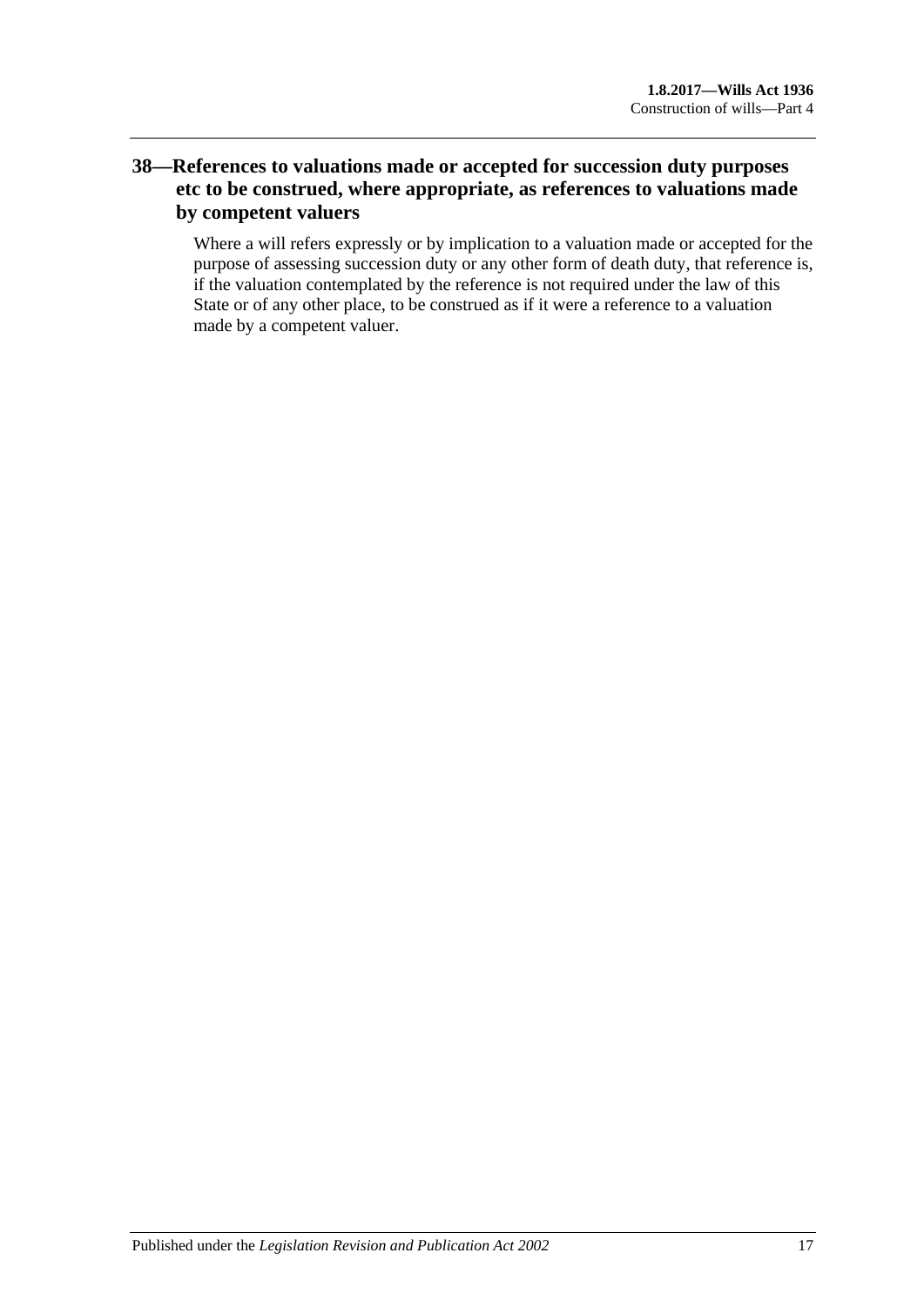## 38—References to valuations made or accepted for succession duty purposes etc to be construed, where appropriate, as references to valuations made by competent valuers

Where a will refers expressly or by implication to a valuation made or accepted for the purpose of assessing succession duty or any other form of death duty, that reference is, if the valuation contemplated by the reference is not required under the law of this State or of any other place, to be construed as if it were a reference to a valuation made by a competent valuer.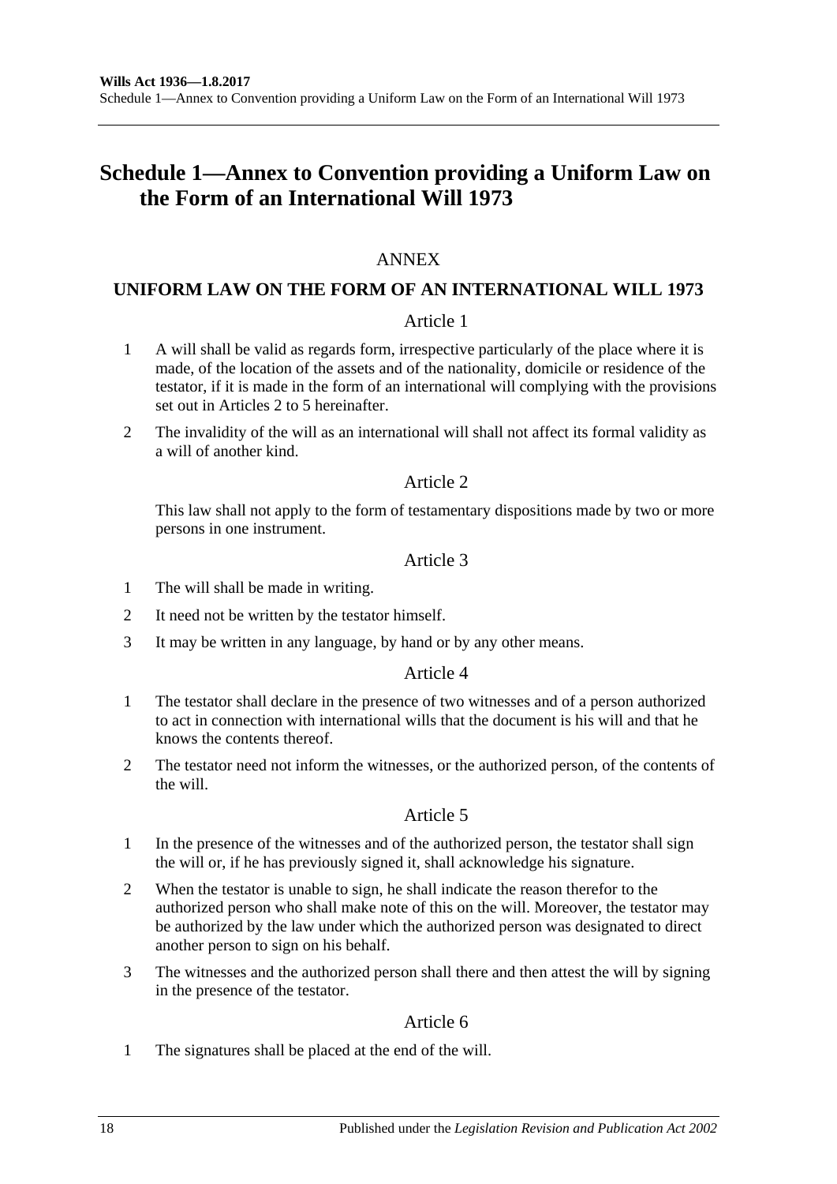# Schedule 1—Annex to Convention providing a Uniform Law on the Form of an International Will 1973

ANNEX

## UNIFORM LAW ON THE FORM OF AN INTERNATIONAL WILL 1973

### Article 1

1 A will shall be valid as regards form, irrespective particularly of the place where it is made, of the location of the assets and of the nationality, domicile or residence of the testator, if it is made in the form of an international will complying with the provisions set out in Articles 2 to 5 hereinafter.

2 The invalidity of the will as an international will shall not affect its formal validity as a will of another kind.

### Article 2

This law shall not apply to the form of testamentary dispositions made by two or more persons in one instrument.

### Article 3

1 The will shall be made in writing.

2 It need not be written by the testator himself.

3 It may be written in any language, by hand or by any other means.

### Article 4

1 The testator shall declare in the presence of two witnesses and of a person authorized to act in connection with international wills that the document is his will and that he knows the contents thereof.

2 The testator need not inform the witnesses, or the authorized person, of the contents of the will.

### Article 5

1 In the presence of the witnesses and of the authorized person, the testator shall sign the will or, if he has previously signed it, shall acknowledge his signature.

2 When the testator is unable to sign, he shall indicate the reason therefor to the authorized person who shall make note of this on the will. Moreover, the testator may be authorized by the law under which the authorized person was designated to direct another person to sign on his behalf.

3 The witnesses and the authorized person shall there and then attest the will by signing in the presence of the testator.

### Article 6

1 The signatures shall be placed at the end of the will.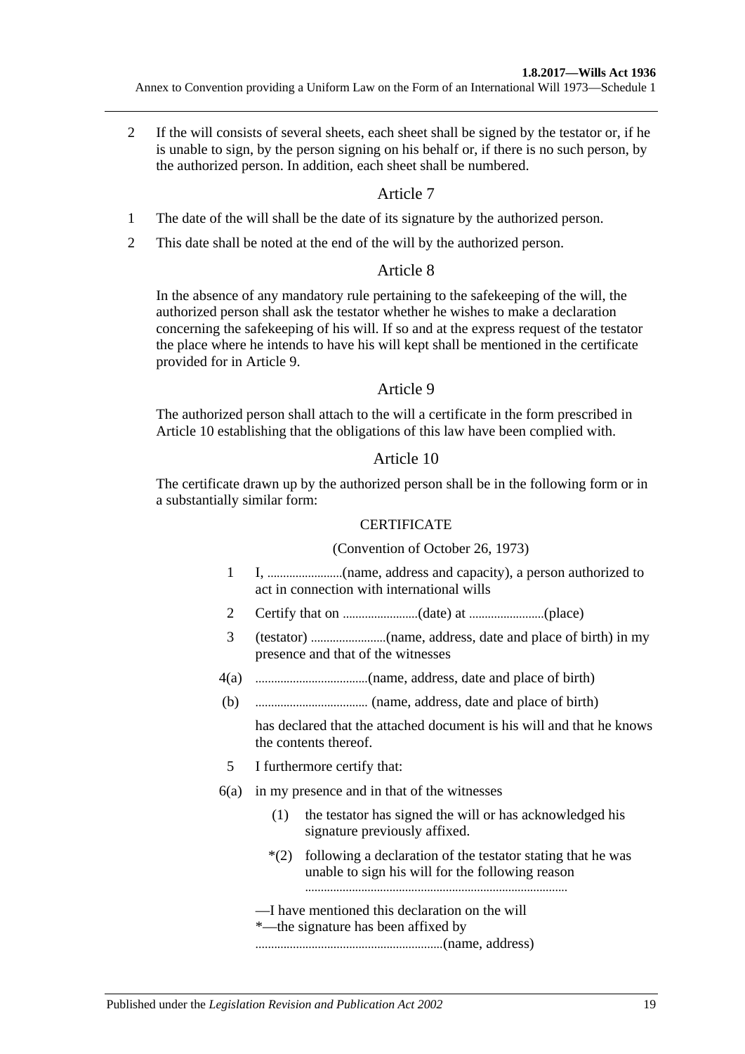2 If the will consists of several sheets, each sheet shall be signed by the testator or, if he is unable to sign, by the person signing on his behalf or, if there is no such person, by the authorized person. In addition, each sheet shall be numbered.

## Article 7

1 The date of the will shall be the date of its signature by the authorized person.

2 This date shall be noted at the end of the will by the authorized person.

## Article 8

In the absence of any mandatory rule pertaining to the safekeeping of the will, the authorized person shall ask the testator whether he wishes to make a declaration concerning the safekeeping of his will. If so and at the express request of the testator the place where he intends to have his will kept shall be mentioned in the certificate provided for in Article 9.

## Article 9

The authorized person shall attach to the will a certificate in the form prescribed in Article 10 establishing that the obligations of this law have been complied with.

## Article 10

The certificate drawn up by the authorized person shall be in the following form or in a substantially similar form:

CERTIFICATE

(Convention of October 26, 1973)

1 I, ........................(name, address and capacity), a person authorized to act in connection with international wills

2 Certify that on ........................(date) at ........................(place)

3 (testator) ........................(name, address, date and place of birth) in my presence and that of the witnesses

4(a) ...................................(name, address, date and place of birth)

(b) ................................... (name, address, date and place of birth)

has declared that the attached document is his will and that he knows the contents thereof.

5 I furthermore certify that:

6(a) in my presence and in that of the witnesses

(1) the testator has signed the will or has acknowledged his signature previously affixed.

*(2) following a declaration of the testator stating that he was unable to sign his will for the following reason ..................................................................................

—I have mentioned this declaration on the will

*—the signature has been affixed by ...........................................................(name, address)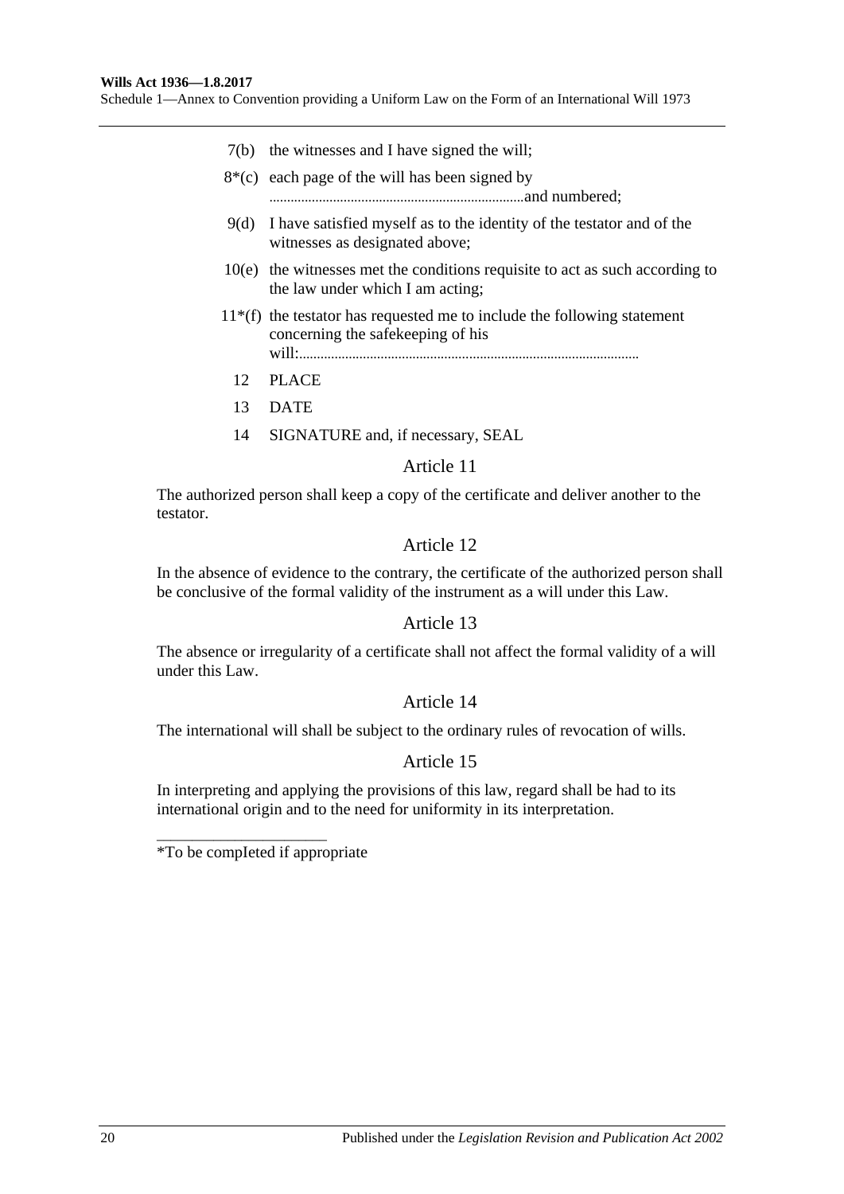7(b) the witnesses and I have signed the will;

8*(c) each page of the will has been signed by ........................................................................and numbered;

9(d) I have satisfied myself as to the identity of the testator and of the witnesses as designated above;

10(e) the witnesses met the conditions requisite to act as such according to the law under which I am acting;

11*(f) the testator has requested me to include the following statement concerning the safekeeping of his will:...............................................................................................

12 PLACE

13 DATE

14 SIGNATURE and, if necessary, SEAL

## Article 11

The authorized person shall keep a copy of the certificate and deliver another to the testator.

## Article 12

In the absence of evidence to the contrary, the certificate of the authorized person shall be conclusive of the formal validity of the instrument as a will under this Law.

## Article 13

The absence or irregularity of a certificate shall not affect the formal validity of a will under this Law.

## Article 14

The international will shall be subject to the ordinary rules of revocation of wills.

## Article 15

In interpreting and applying the provisions of this law, regard shall be had to its international origin and to the need for uniformity in its interpretation.

______________________

*To be compIeted if appropriate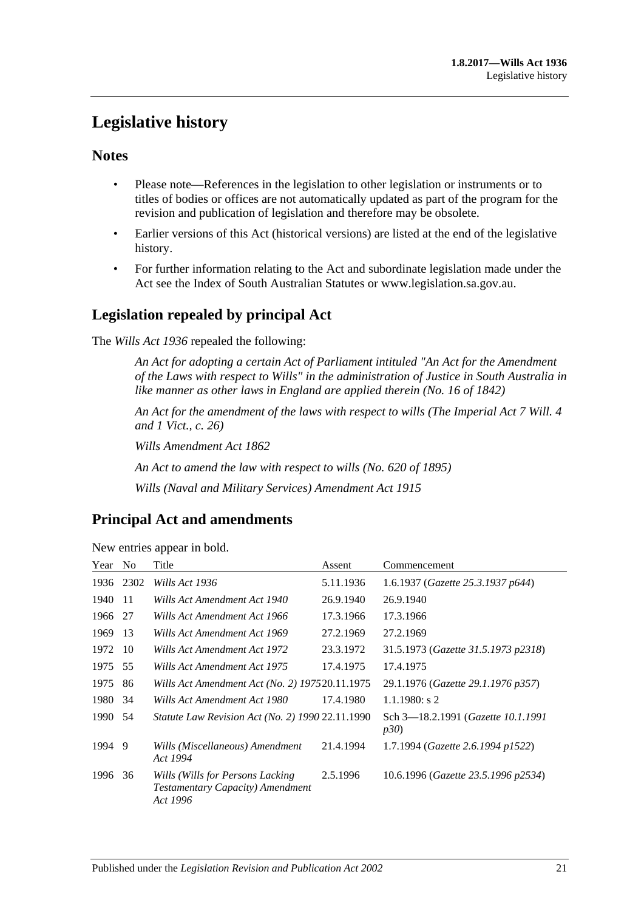# Legislative history

## Notes

- Please note—References in the legislation to other legislation or instruments or to titles of bodies or offices are not automatically updated as part of the program for the revision and publication of legislation and therefore may be obsolete.
- Earlier versions of this Act (historical versions) are listed at the end of the legislative history.
- For further information relating to the Act and subordinate legislation made under the Act see the Index of South Australian Statutes or www.legislation.sa.gov.au.

## Legislation repealed by principal Act

The *Wills Act 1936* repealed the following:

> *An Act for adopting a certain Act of Parliament intituled "An Act for the Amendment of the Laws with respect to Wills" in the administration of Justice in South Australia in like manner as other laws in England are applied therein (No. 16 of 1842)*
>
> *An Act for the amendment of the laws with respect to wills (The Imperial Act 7 Will. 4 and 1 Vict., c. 26)*
>
> *Wills Amendment Act 1862*
>
> *An Act to amend the law with respect to wills (No. 620 of 1895)*
>
> *Wills (Naval and Military Services) Amendment Act 1915*

## Principal Act and amendments

New entries appear in bold.

| Year | No | Title | Assent | Commencement |
|---|---|---|---|---|
| 1936 | 2302 | *Wills Act 1936* | 5.11.1936 | 1.6.1937 (*Gazette 25.3.1937 p644*) |
| 1940 | 11 | *Wills Act Amendment Act 1940* | 26.9.1940 | 26.9.1940 |
| 1966 | 27 | *Wills Act Amendment Act 1966* | 17.3.1966 | 17.3.1966 |
| 1969 | 13 | *Wills Act Amendment Act 1969* | 27.2.1969 | 27.2.1969 |
| 1972 | 10 | *Wills Act Amendment Act 1972* | 23.3.1972 | 31.5.1973 (*Gazette 31.5.1973 p2318*) |
| 1975 | 55 | *Wills Act Amendment Act 1975* | 17.4.1975 | 17.4.1975 |
| 1975 | 86 | *Wills Act Amendment Act (No. 2) 1975* | 20.11.1975 | 29.1.1976 (*Gazette 29.1.1976 p357*) |
| 1980 | 34 | *Wills Act Amendment Act 1980* | 17.4.1980 | 1.1.1980: s 2 |
| 1990 | 54 | *Statute Law Revision Act (No. 2) 1990* | 22.11.1990 | Sch 3—18.2.1991 (*Gazette 10.1.1991 p30*) |
| 1994 | 9 | *Wills (Miscellaneous) Amendment Act 1994* | 21.4.1994 | 1.7.1994 (*Gazette 2.6.1994 p1522*) |
| 1996 | 36 | *Wills (Wills for Persons Lacking Testamentary Capacity) Amendment Act 1996* | 2.5.1996 | 10.6.1996 (*Gazette 23.5.1996 p2534*) |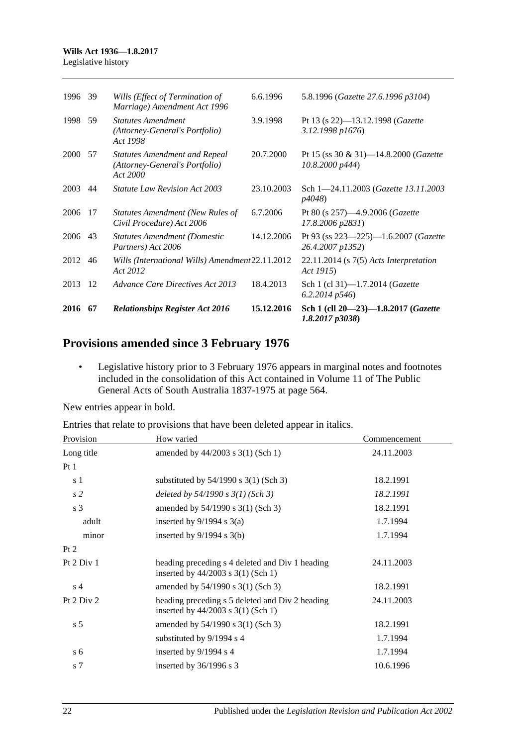| | | | | |
|---|---|---|---|---|
| 1996 | 39 | *Wills (Effect of Termination of Marriage) Amendment Act 1996* | 6.6.1996 | 5.8.1996 (*Gazette 27.6.1996 p3104*) |
| 1998 | 59 | *Statutes Amendment (Attorney-General's Portfolio) Act 1998* | 3.9.1998 | Pt 13 (s 22)—13.12.1998 (*Gazette 3.12.1998 p1676*) |
| 2000 | 57 | *Statutes Amendment and Repeal (Attorney-General's Portfolio) Act 2000* | 20.7.2000 | Pt 15 (ss 30 & 31)—14.8.2000 (*Gazette 10.8.2000 p444*) |
| 2003 | 44 | *Statute Law Revision Act 2003* | 23.10.2003 | Sch 1—24.11.2003 (*Gazette 13.11.2003 p4048*) |
| 2006 | 17 | *Statutes Amendment (New Rules of Civil Procedure) Act 2006* | 6.7.2006 | Pt 80 (s 257)—4.9.2006 (*Gazette 17.8.2006 p2831*) |
| 2006 | 43 | *Statutes Amendment (Domestic Partners) Act 2006* | 14.12.2006 | Pt 93 (ss 223—225)—1.6.2007 (*Gazette 26.4.2007 p1352*) |
| 2012 | 46 | *Wills (International Wills) Amendment Act 2012* | 22.11.2012 | 22.11.2014 (s 7(5) *Acts Interpretation Act 1915*) |
| 2013 | 12 | *Advance Care Directives Act 2013* | 18.4.2013 | Sch 1 (cl 31)—1.7.2014 (*Gazette 6.2.2014 p546*) |
| **2016** | **67** | ***Relationships Register Act 2016*** | **15.12.2016** | **Sch 1 (cll 20—23)—1.8.2017 (*Gazette 1.8.2017 p3038*)** |

## Provisions amended since 3 February 1976

- Legislative history prior to 3 February 1976 appears in marginal notes and footnotes included in the consolidation of this Act contained in Volume 11 of The Public General Acts of South Australia 1837-1975 at page 564.

New entries appear in bold.

Entries that relate to provisions that have been deleted appear in italics.

| Provision | How varied | Commencement |
|---|---|---|
| Long title | amended by 44/2003 s 3(1) (Sch 1) | 24.11.2003 |
| Pt 1 | | |
| s 1 | substituted by 54/1990 s 3(1) (Sch 3) | 18.2.1991 |
| *s 2* | *deleted by 54/1990 s 3(1) (Sch 3)* | *18.2.1991* |
| s 3 | amended by 54/1990 s 3(1) (Sch 3) | 18.2.1991 |
| adult | inserted by 9/1994 s 3(a) | 1.7.1994 |
| minor | inserted by 9/1994 s 3(b) | 1.7.1994 |
| Pt 2 | | |
| Pt 2 Div 1 | heading preceding s 4 deleted and Div 1 heading inserted by 44/2003 s 3(1) (Sch 1) | 24.11.2003 |
| s 4 | amended by 54/1990 s 3(1) (Sch 3) | 18.2.1991 |
| Pt 2 Div 2 | heading preceding s 5 deleted and Div 2 heading inserted by 44/2003 s 3(1) (Sch 1) | 24.11.2003 |
| s 5 | amended by 54/1990 s 3(1) (Sch 3) | 18.2.1991 |
| | substituted by 9/1994 s 4 | 1.7.1994 |
| s 6 | inserted by 9/1994 s 4 | 1.7.1994 |
| s 7 | inserted by 36/1996 s 3 | 10.6.1996 |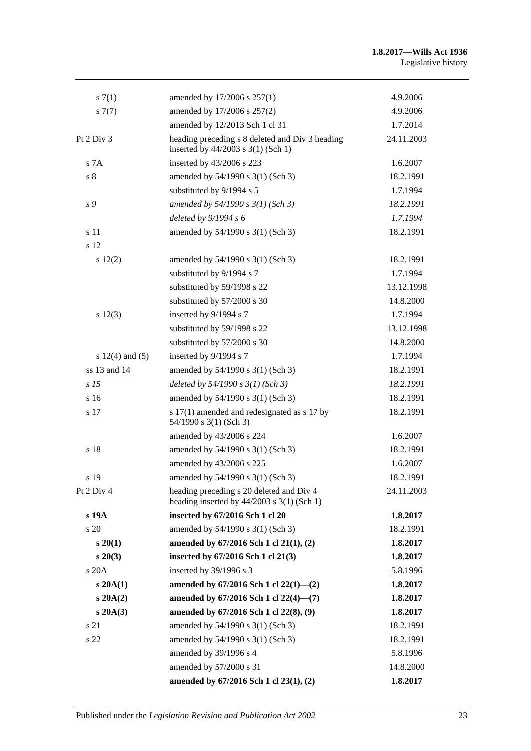| | | |
|---|---|---|
| s 7(1) | amended by 17/2006 s 257(1) | 4.9.2006 |
| s 7(7) | amended by 17/2006 s 257(2) | 4.9.2006 |
| | amended by 12/2013 Sch 1 cl 31 | 1.7.2014 |
| Pt 2 Div 3 | heading preceding s 8 deleted and Div 3 heading inserted by 44/2003 s 3(1) (Sch 1) | 24.11.2003 |
| s 7A | inserted by 43/2006 s 223 | 1.6.2007 |
| s 8 | amended by 54/1990 s 3(1) (Sch 3) | 18.2.1991 |
| | substituted by 9/1994 s 5 | 1.7.1994 |
| *s 9* | *amended by 54/1990 s 3(1) (Sch 3)* | *18.2.1991* |
| | *deleted by 9/1994 s 6* | *1.7.1994* |
| s 11 | amended by 54/1990 s 3(1) (Sch 3) | 18.2.1991 |
| s 12 | | |
| s 12(2) | amended by 54/1990 s 3(1) (Sch 3) | 18.2.1991 |
| | substituted by 9/1994 s 7 | 1.7.1994 |
| | substituted by 59/1998 s 22 | 13.12.1998 |
| | substituted by 57/2000 s 30 | 14.8.2000 |
| s 12(3) | inserted by 9/1994 s 7 | 1.7.1994 |
| | substituted by 59/1998 s 22 | 13.12.1998 |
| | substituted by 57/2000 s 30 | 14.8.2000 |
| s 12(4) and (5) | inserted by 9/1994 s 7 | 1.7.1994 |
| ss 13 and 14 | amended by 54/1990 s 3(1) (Sch 3) | 18.2.1991 |
| *s 15* | *deleted by 54/1990 s 3(1) (Sch 3)* | *18.2.1991* |
| s 16 | amended by 54/1990 s 3(1) (Sch 3) | 18.2.1991 |
| s 17 | s 17(1) amended and redesignated as s 17 by 54/1990 s 3(1) (Sch 3) | 18.2.1991 |
| | amended by 43/2006 s 224 | 1.6.2007 |
| s 18 | amended by 54/1990 s 3(1) (Sch 3) | 18.2.1991 |
| | amended by 43/2006 s 225 | 1.6.2007 |
| s 19 | amended by 54/1990 s 3(1) (Sch 3) | 18.2.1991 |
| Pt 2 Div 4 | heading preceding s 20 deleted and Div 4 heading inserted by 44/2003 s 3(1) (Sch 1) | 24.11.2003 |
| **s 19A** | **inserted by 67/2016 Sch 1 cl 20** | **1.8.2017** |
| s 20 | amended by 54/1990 s 3(1) (Sch 3) | 18.2.1991 |
| **s 20(1)** | **amended by 67/2016 Sch 1 cl 21(1), (2)** | **1.8.2017** |
| **s 20(3)** | **inserted by 67/2016 Sch 1 cl 21(3)** | **1.8.2017** |
| s 20A | inserted by 39/1996 s 3 | 5.8.1996 |
| **s 20A(1)** | **amended by 67/2016 Sch 1 cl 22(1)—(2)** | **1.8.2017** |
| **s 20A(2)** | **amended by 67/2016 Sch 1 cl 22(4)—(7)** | **1.8.2017** |
| **s 20A(3)** | **amended by 67/2016 Sch 1 cl 22(8), (9)** | **1.8.2017** |
| s 21 | amended by 54/1990 s 3(1) (Sch 3) | 18.2.1991 |
| s 22 | amended by 54/1990 s 3(1) (Sch 3) | 18.2.1991 |
| | amended by 39/1996 s 4 | 5.8.1996 |
| | amended by 57/2000 s 31 | 14.8.2000 |
| | **amended by 67/2016 Sch 1 cl 23(1), (2)** | **1.8.2017** |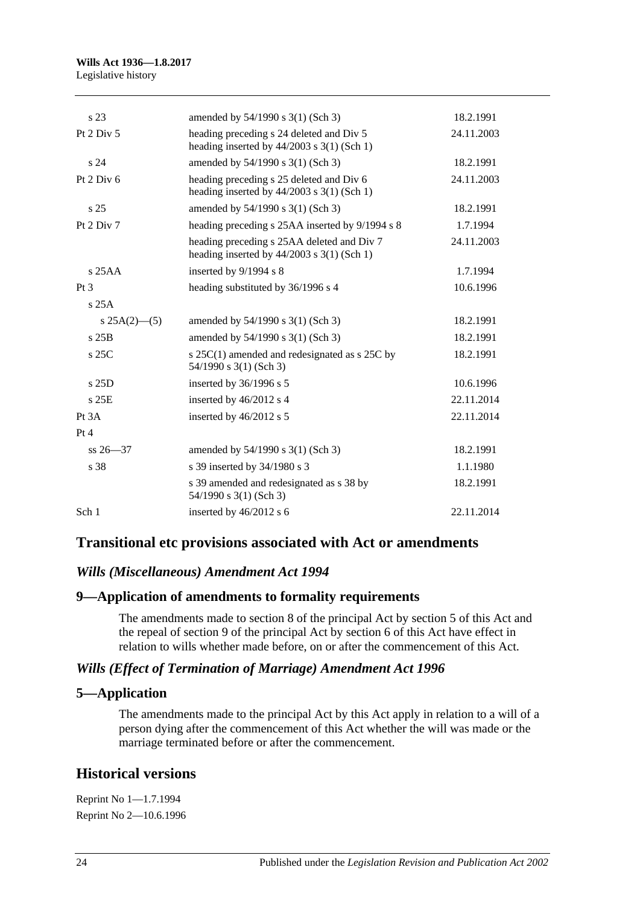| | | |
|---|---|---|
| s 23 | amended by 54/1990 s 3(1) (Sch 3) | 18.2.1991 |
| Pt 2 Div 5 | heading preceding s 24 deleted and Div 5 heading inserted by 44/2003 s 3(1) (Sch 1) | 24.11.2003 |
| s 24 | amended by 54/1990 s 3(1) (Sch 3) | 18.2.1991 |
| Pt 2 Div 6 | heading preceding s 25 deleted and Div 6 heading inserted by 44/2003 s 3(1) (Sch 1) | 24.11.2003 |
| s 25 | amended by 54/1990 s 3(1) (Sch 3) | 18.2.1991 |
| Pt 2 Div 7 | heading preceding s 25AA inserted by 9/1994 s 8 | 1.7.1994 |
| | heading preceding s 25AA deleted and Div 7 heading inserted by 44/2003 s 3(1) (Sch 1) | 24.11.2003 |
| s 25AA | inserted by 9/1994 s 8 | 1.7.1994 |
| Pt 3 | heading substituted by 36/1996 s 4 | 10.6.1996 |
| s 25A | | |
| s 25A(2)—(5) | amended by 54/1990 s 3(1) (Sch 3) | 18.2.1991 |
| s 25B | amended by 54/1990 s 3(1) (Sch 3) | 18.2.1991 |
| s 25C | s 25C(1) amended and redesignated as s 25C by 54/1990 s 3(1) (Sch 3) | 18.2.1991 |
| s 25D | inserted by 36/1996 s 5 | 10.6.1996 |
| s 25E | inserted by 46/2012 s 4 | 22.11.2014 |
| Pt 3A | inserted by 46/2012 s 5 | 22.11.2014 |
| Pt 4 | | |
| ss 26—37 | amended by 54/1990 s 3(1) (Sch 3) | 18.2.1991 |
| s 38 | s 39 inserted by 34/1980 s 3 | 1.1.1980 |
| | s 39 amended and redesignated as s 38 by 54/1990 s 3(1) (Sch 3) | 18.2.1991 |
| Sch 1 | inserted by 46/2012 s 6 | 22.11.2014 |

## Transitional etc provisions associated with Act or amendments

### *Wills (Miscellaneous) Amendment Act 1994*

### 9—Application of amendments to formality requirements

The amendments made to section 8 of the principal Act by section 5 of this Act and the repeal of section 9 of the principal Act by section 6 of this Act have effect in relation to wills whether made before, on or after the commencement of this Act.

### *Wills (Effect of Termination of Marriage) Amendment Act 1996*

### 5—Application

The amendments made to the principal Act by this Act apply in relation to a will of a person dying after the commencement of this Act whether the will was made or the marriage terminated before or after the commencement.

## Historical versions

Reprint No 1—1.7.1994

Reprint No 2—10.6.1996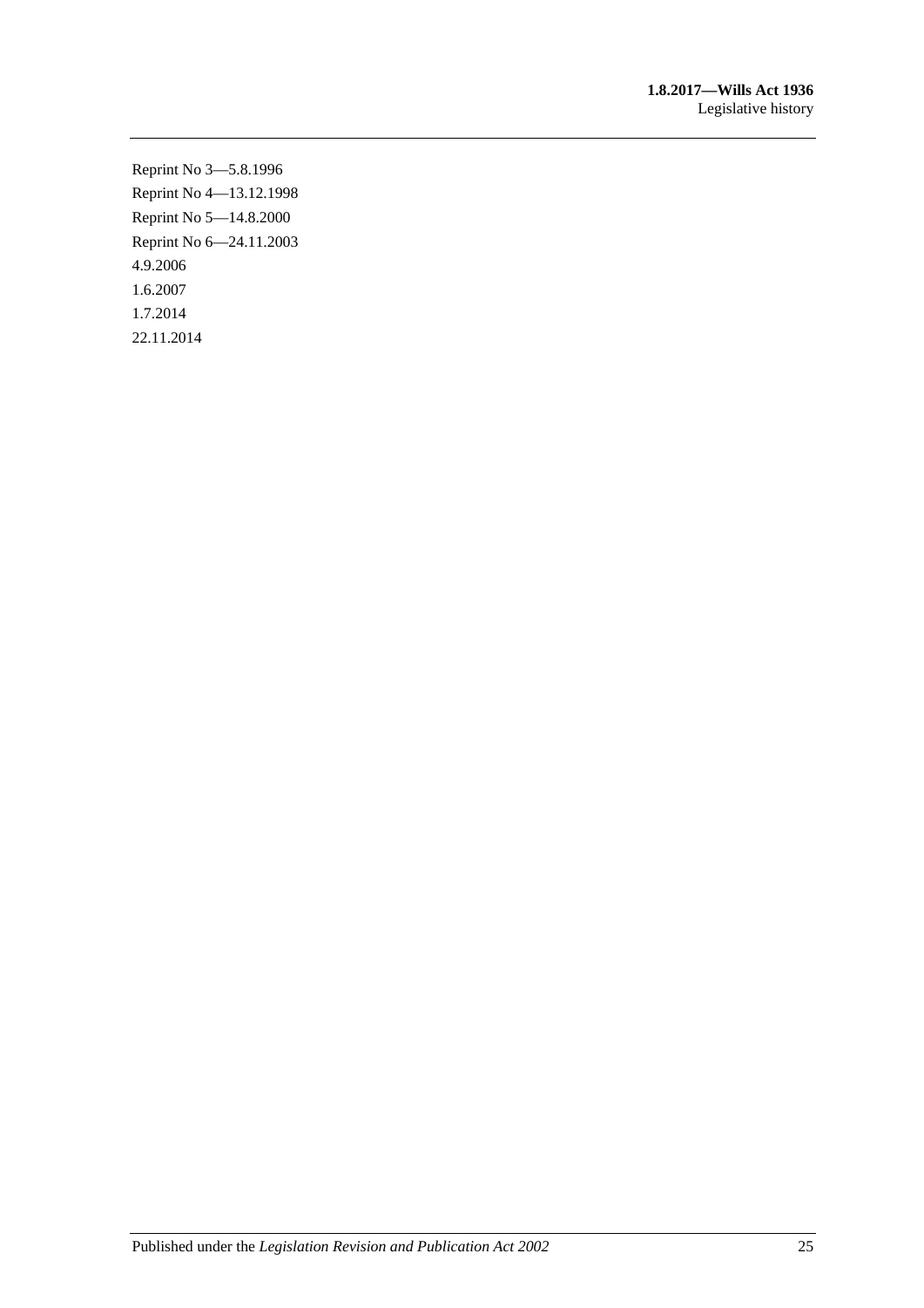Reprint No 3—5.8.1996

Reprint No 4—13.12.1998

Reprint No 5—14.8.2000

Reprint No 6—24.11.2003

4.9.2006

1.6.2007

1.7.2014

22.11.2014